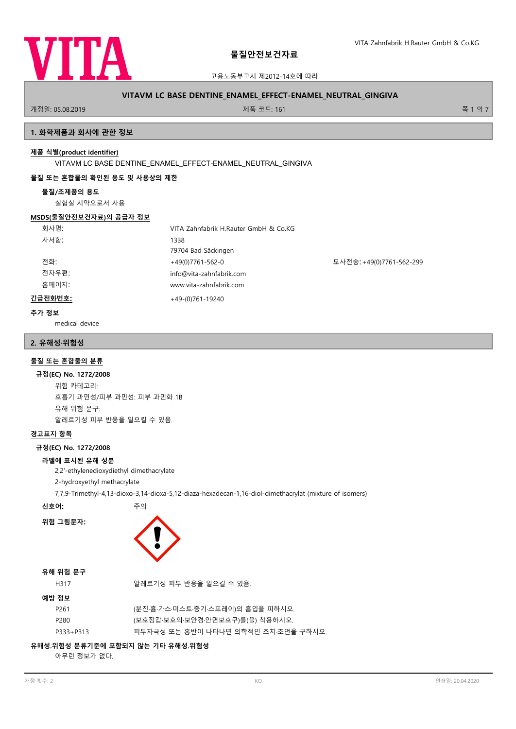# 물질안전보건자료

고용노동부고시 제2012-14호에 따라

**VITAVM LC BASE DENTINE_ENAMEL_EFFECT-ENAMEL_NEUTRAL_GINGIVA**

개정일: 05.08.2019 | 제품 코드: 161

## 1. 화학제품과 회사에 관한 정보

**제품 식별(product identifier)**

VITAVM LC BASE DENTINE_ENAMEL_EFFECT-ENAMEL_NEUTRAL_GINGIVA

**물질 또는 혼합물의 확인된 용도 및 사용상의 제한**

**물질/조제품의 용도**

실험실 시약으로서 사용

**MSDS(물질안전보건자료)의 공급자 정보**

| | | |
|---|---|---|
| 회사명: | VITA Zahnfabrik H.Rauter GmbH & Co.KG | |
| 사서함: | 1338 | |
| | 79704 Bad Säckingen | |
| 전화: | +49(0)7761-562-0 | 모사전송: +49(0)7761-562-299 |
| 전자우편: | info@vita-zahnfabrik.com | |
| 홈페이지: | www.vita-zahnfabrik.com | |

**긴급전화번호:** +49-(0)761-19240

**추가 정보**

medical device

## 2. 유해성·위험성

**물질 또는 혼합물의 분류**

**규정(EC) No. 1272/2008**

위험 카테고리:

호흡기 과민성/피부 과민성: 피부 과민화 1B

유해 위험 문구:

알레르기성 피부 반응을 일으킬 수 있음.

**경고표지 항목**

**규정(EC) No. 1272/2008**

**라벨에 표시된 유해 성분**

2,2'-ethylenedioxydiethyl dimethacrylate

2-hydroxyethyl methacrylate

7,7,9-Trimethyl-4,13-dioxo-3,14-dioxa-5,12-diaza-hexadecan-1,16-diol-dimethacrylat (mixture of isomers)

**신호어:** 주의

**위험 그림문자:**

**유해 위험 문구**

| | |
|---|---|
| H317 | 알레르기성 피부 반응을 일으킬 수 있음. |

**예방 정보**

| | |
|---|---|
| P261 | (분진·흄·가스·미스트·증기·스프레이)의 흡입을 피하시오. |
| P280 | (보호장갑·보호의·보안경·안면보호구)를(을) 착용하시오. |
| P333+P313 | 피부자극성 또는 홍반이 나타나면 의학적인 조치·조언을 구하시오. |

**유해성.위험성 분류기준에 포함되지 않는 기타 유해성.위험성**

아무런 정보가 없다.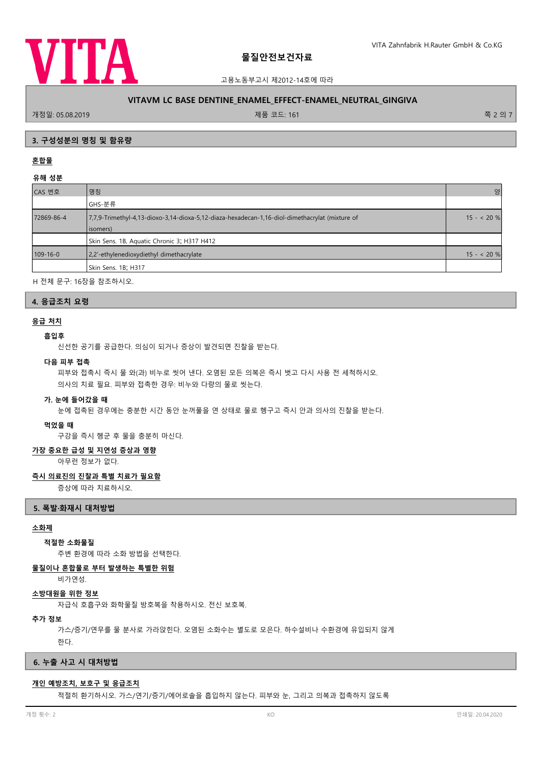## 3. 구성성분의 명칭 및 함유량

### 혼합물

**유해 성분**

| CAS 번호 | 명칭 | 양 |
|---|---|---|
| | GHS-분류 | |
| 72869-86-4 | 7,7,9-Trimethyl-4,13-dioxo-3,14-dioxa-5,12-diaza-hexadecan-1,16-diol-dimethacrylat (mixture of isomers) | 15 - < 20 % |
| | Skin Sens. 1B, Aquatic Chronic 3; H317 H412 | |
| 109-16-0 | 2,2'-ethylenedioxydiethyl dimethacrylate | 15 - < 20 % |
| | Skin Sens. 1B; H317 | |

H 전체 문구: 16장을 참조하시오.

## 4. 응급조치 요령

### 응급 처치

**흡입후**

신선한 공기를 공급한다. 의심이 되거나 증상이 발견되면 진찰을 받는다.

**다음 피부 접촉**

피부와 접촉시 즉시 물 와(과) 비누로 씻어 낸다. 오염된 모든 의복은 즉시 벗고 다시 사용 전 세척하시오.
의사의 치료 필요. 피부와 접촉한 경우: 비누와 다량의 물로 씻는다.

**가. 눈에 들어갔을 때**

눈에 접촉된 경우에는 충분한 시간 동안 눈꺼풀을 연 상태로 물로 헹구고 즉시 안과 의사의 진찰을 받는다.

**먹었을 때**

구강을 즉시 헹군 후 물을 충분히 마신다.

### 가장 중요한 급성 및 지연성 증상과 영향

아무런 정보가 없다.

### 즉시 의료진의 진찰과 특별 치료가 필요함

증상에 따라 치료하시오.

## 5. 폭발·화재시 대처방법

### 소화제

**적절한 소화물질**

주변 환경에 따라 소화 방법을 선택한다.

### 물질이나 혼합물로 부터 발생하는 특별한 위험

비가연성.

### 소방대원을 위한 정보

자급식 호흡구와 화학물질 방호복을 착용하시오. 전신 보호복.

**추가 정보**

가스/증기/연무를 물 분사로 가라앉힌다. 오염된 소화수는 별도로 모은다. 하수설비나 수환경에 유입되지 않게 한다.

## 6. 누출 사고 시 대처방법

### 개인 예방조치, 보호구 및 응급조치

적절히 환기하시오. 가스/연기/증기/에어로솔을 흡입하지 않는다. 피부와 눈, 그리고 의복과 접촉하지 않도록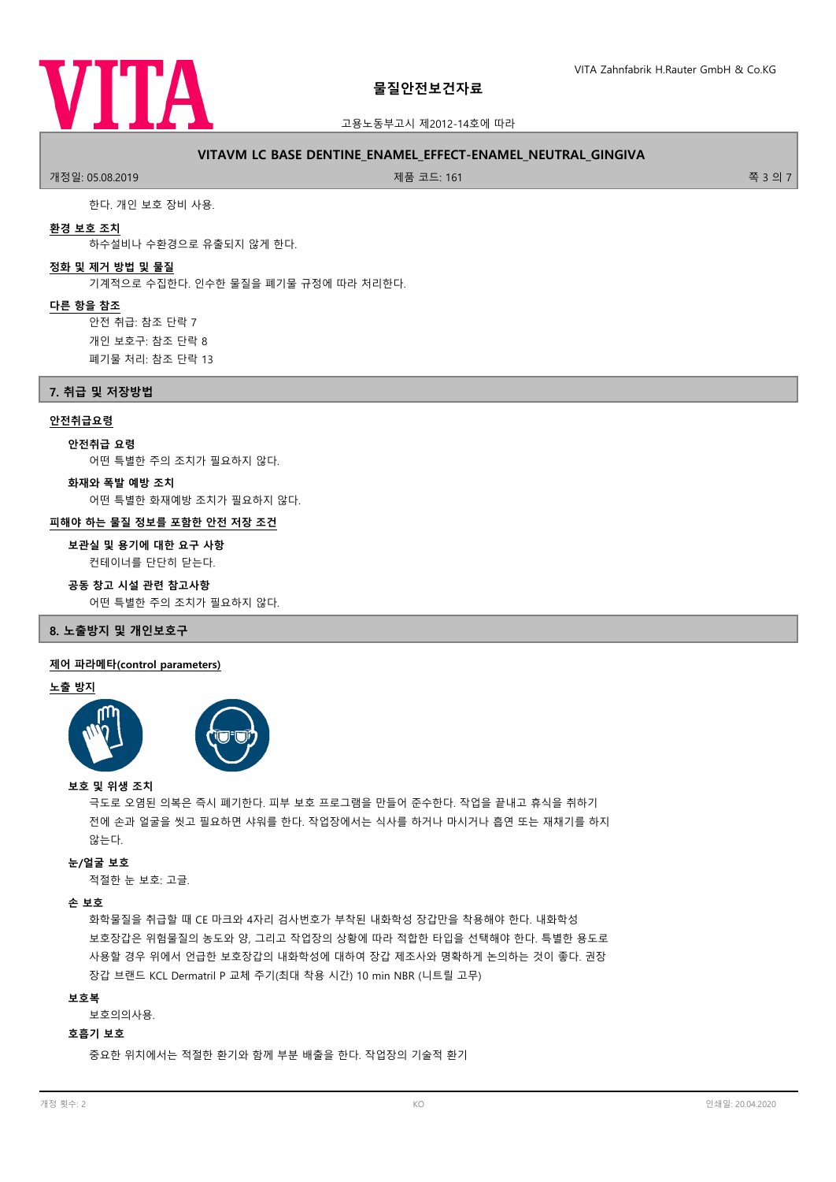한다. 개인 보호 장비 사용.

**환경 보호 조치**

하수설비나 수환경으로 유출되지 않게 한다.

**정화 및 제거 방법 및 물질**

기계적으로 수집한다. 인수한 물질을 폐기물 규정에 따라 처리한다.

**다른 항을 참조**

안전 취급: 참조 단락 7
개인 보호구: 참조 단락 8
폐기물 처리: 참조 단락 13

## 7. 취급 및 저장방법

**안전취급요령**

**안전취급 요령**

어떤 특별한 주의 조치가 필요하지 않다.

**화재와 폭발 예방 조치**

어떤 특별한 화재예방 조치가 필요하지 않다.

**피해야 하는 물질 정보를 포함한 안전 저장 조건**

**보관실 및 용기에 대한 요구 사항**

컨테이너를 단단히 닫는다.

**공동 창고 시설 관련 참고사항**

어떤 특별한 주의 조치가 필요하지 않다.

## 8. 노출방지 및 개인보호구

**제어 파라메타(control parameters)**

**노출 방지**

**보호 및 위생 조치**

극도로 오염된 의복은 즉시 폐기한다. 피부 보호 프로그램을 만들어 준수한다. 작업을 끝내고 휴식을 취하기 전에 손과 얼굴을 씻고 필요하면 샤워를 한다. 작업장에서는 식사를 하거나 마시거나 흡연 또는 재채기를 하지 않는다.

**눈/얼굴 보호**

적절한 눈 보호: 고글.

**손 보호**

화학물질을 취급할 때 CE 마크와 4자리 검사번호가 부착된 내화학성 장갑만을 착용해야 한다. 내화학성 보호장갑은 위험물질의 농도와 양, 그리고 작업장의 상황에 따라 적합한 타입을 선택해야 한다. 특별한 용도로 사용할 경우 위에서 언급한 보호장갑의 내화학성에 대하여 장갑 제조사와 명확하게 논의하는 것이 좋다. 권장 장갑 브랜드 KCL Dermatril P 교체 주기(최대 착용 시간) 10 min NBR (니트릴 고무)

**보호복**

보호의의사용.

**호흡기 보호**

중요한 위치에서는 적절한 환기와 함께 부분 배출을 한다. 작업장의 기술적 환기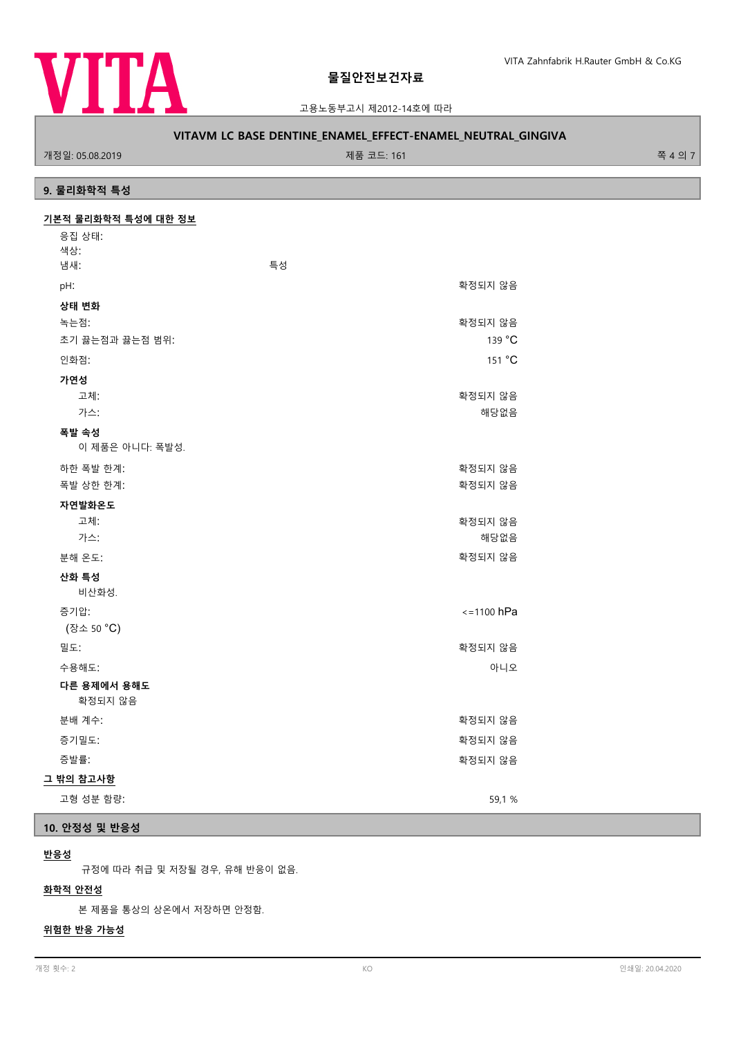## 9. 물리화학적 특성

### 기본적 물리화학적 특성에 대한 정보

| | |
|---|---|
| 응집 상태: | |
| 색상: | |
| 냄새: | 특성 |
| pH: | 확정되지 않음 |
| **상태 변화** | |
| 녹는점: | 확정되지 않음 |
| 초기 끓는점과 끓는점 범위: | 139 °C |
| 인화점: | 151 °C |
| **가연성** | |
| 고체: | 확정되지 않음 |
| 가스: | 해당없음 |
| **폭발 속성** | |
| 이 제품은 아니다: 폭발성. | |
| 하한 폭발 한계: | 확정되지 않음 |
| 폭발 상한 한계: | 확정되지 않음 |
| **자연발화온도** | |
| 고체: | 확정되지 않음 |
| 가스: | 해당없음 |
| 분해 온도: | 확정되지 않음 |
| **산화 특성** | |
| 비산화성. | |
| 증기압: (장소 50 °C) | <=1100 hPa |
| 밀도: | 확정되지 않음 |
| 수용해도: | 아니오 |
| **다른 용제에서 용해도** | |
| 확정되지 않음 | |
| 분배 계수: | 확정되지 않음 |
| 증기밀도: | 확정되지 않음 |
| 증발률: | 확정되지 않음 |

### 그 밖의 참고사항

| | |
|---|---|
| 고형 성분 함량: | 59,1 % |

## 10. 안정성 및 반응성

### 반응성

규정에 따라 취급 및 저장될 경우, 유해 반응이 없음.

### 화학적 안전성

본 제품을 통상의 상온에서 저장하면 안정함.

### 위험한 반응 가능성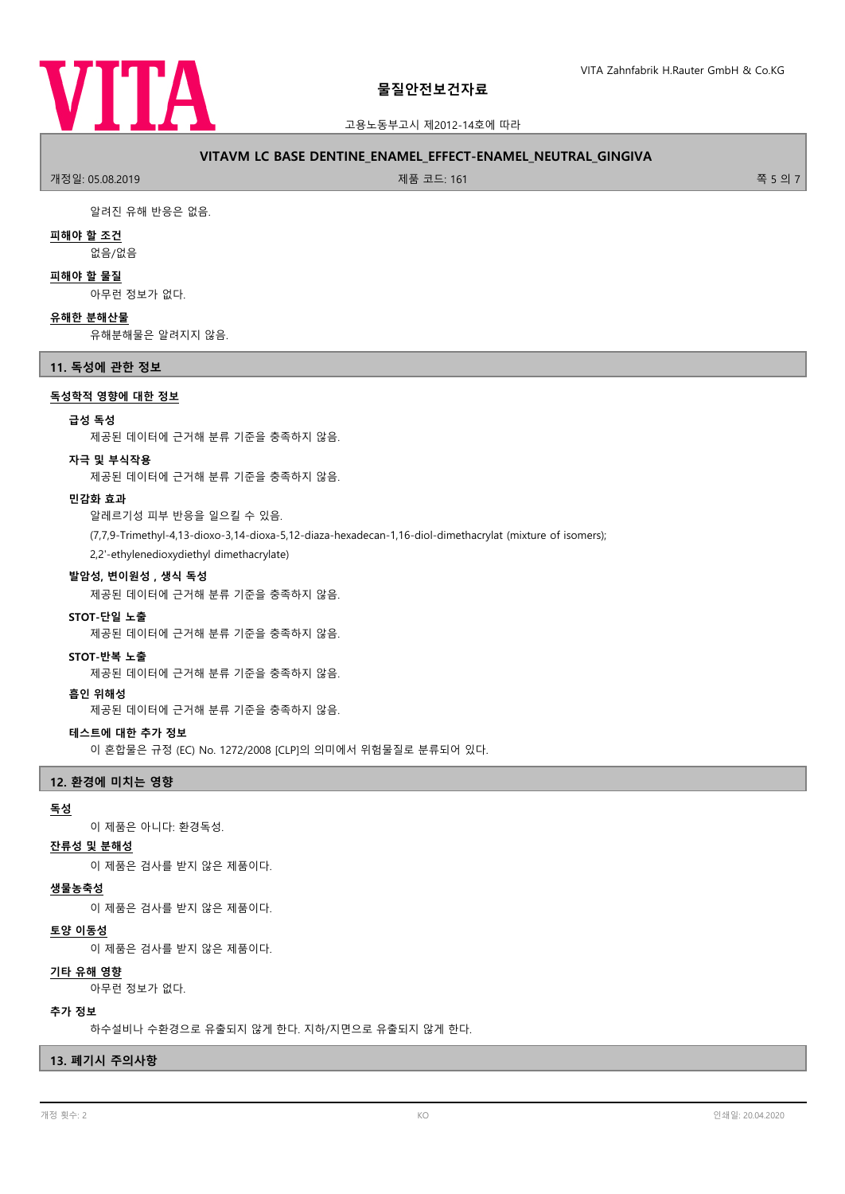알려진 유해 반응은 없음.

**피해야 할 조건**

없음/없음

**피해야 할 물질**

아무런 정보가 없다.

**유해한 분해산물**

유해분해물은 알려지지 않음.

## 11. 독성에 관한 정보

**독성학적 영향에 대한 정보**

**급성 독성**

제공된 데이터에 근거해 분류 기준을 충족하지 않음.

**자극 및 부식작용**

제공된 데이터에 근거해 분류 기준을 충족하지 않음.

**민감화 효과**

알레르기성 피부 반응을 일으킬 수 있음.

(7,7,9-Trimethyl-4,13-dioxo-3,14-dioxa-5,12-diaza-hexadecan-1,16-diol-dimethacrylat (mixture of isomers);

2,2'-ethylenedioxydiethyl dimethacrylate)

**발암성, 변이원성 , 생식 독성**

제공된 데이터에 근거해 분류 기준을 충족하지 않음.

**STOT-단일 노출**

제공된 데이터에 근거해 분류 기준을 충족하지 않음.

**STOT-반복 노출**

제공된 데이터에 근거해 분류 기준을 충족하지 않음.

**흡인 위해성**

제공된 데이터에 근거해 분류 기준을 충족하지 않음.

**테스트에 대한 추가 정보**

이 혼합물은 규정 (EC) No. 1272/2008 [CLP]의 의미에서 위험물질로 분류되어 있다.

## 12. 환경에 미치는 영향

**독성**

이 제품은 아니다: 환경독성.

**잔류성 및 분해성**

이 제품은 검사를 받지 않은 제품이다.

**생물농축성**

이 제품은 검사를 받지 않은 제품이다.

**토양 이동성**

이 제품은 검사를 받지 않은 제품이다.

**기타 유해 영향**

아무런 정보가 없다.

**추가 정보**

하수설비나 수환경으로 유출되지 않게 한다. 지하/지면으로 유출되지 않게 한다.

## 13. 폐기시 주의사항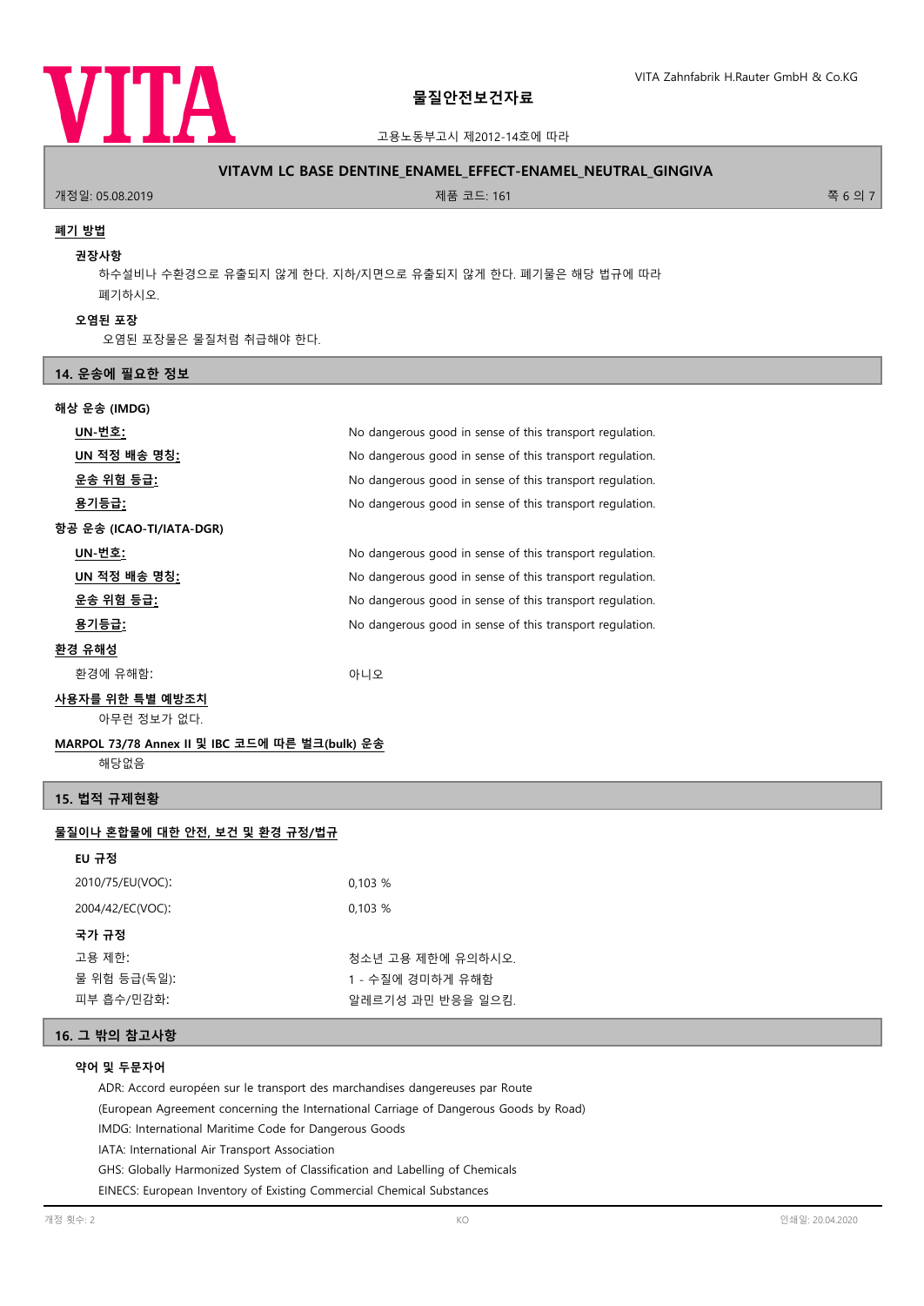**폐기 방법**

**권장사항**

하수설비나 수환경으로 유출되지 않게 한다. 지하/지면으로 유출되지 않게 한다. 폐기물은 해당 법규에 따라 폐기하시오.

**오염된 포장**

오염된 포장물은 물질처럼 취급해야 한다.

## 14. 운송에 필요한 정보

**해상 운송 (IMDG)**

| | |
|---|---|
| **UN-번호:** | No dangerous good in sense of this transport regulation. |
| **UN 적정 배송 명칭:** | No dangerous good in sense of this transport regulation. |
| **운송 위험 등급:** | No dangerous good in sense of this transport regulation. |
| **용기등급:** | No dangerous good in sense of this transport regulation. |

**항공 운송 (ICAO-TI/IATA-DGR)**

| | |
|---|---|
| **UN-번호:** | No dangerous good in sense of this transport regulation. |
| **UN 적정 배송 명칭:** | No dangerous good in sense of this transport regulation. |
| **운송 위험 등급:** | No dangerous good in sense of this transport regulation. |
| **용기등급:** | No dangerous good in sense of this transport regulation. |

**환경 유해성**

환경에 유해함: 아니오

**사용자를 위한 특별 예방조치**

아무런 정보가 없다.

**MARPOL 73/78 Annex II 및 IBC 코드에 따른 벌크(bulk) 운송**

해당없음

## 15. 법적 규제현황

**물질이나 혼합물에 대한 안전, 보건 및 환경 규정/법규**

**EU 규정**

| | |
|---|---|
| 2010/75/EU(VOC): | 0,103 % |
| 2004/42/EC(VOC): | 0,103 % |

**국가 규정**

| | |
|---|---|
| 고용 제한: | 청소년 고용 제한에 유의하시오. |
| 물 위험 등급(독일): | 1 - 수질에 경미하게 유해함 |
| 피부 흡수/민감화: | 알레르기성 과민 반응을 일으킴. |

## 16. 그 밖의 참고사항

**약어 및 두문자어**

ADR: Accord européen sur le transport des marchandises dangereuses par Route
(European Agreement concerning the International Carriage of Dangerous Goods by Road)
IMDG: International Maritime Code for Dangerous Goods
IATA: International Air Transport Association
GHS: Globally Harmonized System of Classification and Labelling of Chemicals
EINECS: European Inventory of Existing Commercial Chemical Substances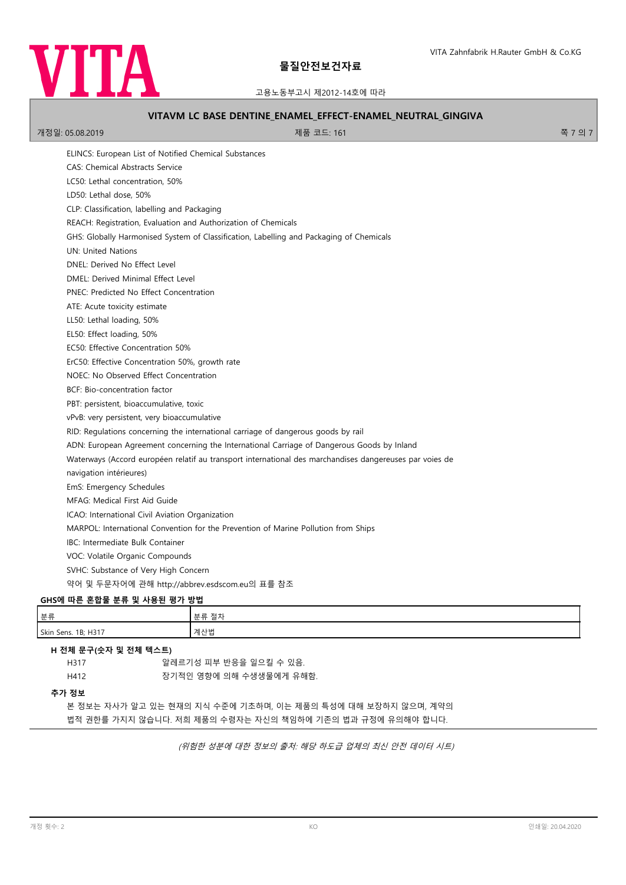ELINCS: European List of Notified Chemical Substances
CAS: Chemical Abstracts Service
LC50: Lethal concentration, 50%
LD50: Lethal dose, 50%
CLP: Classification, labelling and Packaging
REACH: Registration, Evaluation and Authorization of Chemicals
GHS: Globally Harmonised System of Classification, Labelling and Packaging of Chemicals
UN: United Nations
DNEL: Derived No Effect Level
DMEL: Derived Minimal Effect Level
PNEC: Predicted No Effect Concentration
ATE: Acute toxicity estimate
LL50: Lethal loading, 50%
EL50: Effect loading, 50%
EC50: Effective Concentration 50%
ErC50: Effective Concentration 50%, growth rate
NOEC: No Observed Effect Concentration
BCF: Bio-concentration factor
PBT: persistent, bioaccumulative, toxic
vPvB: very persistent, very bioaccumulative
RID: Regulations concerning the international carriage of dangerous goods by rail
ADN: European Agreement concerning the International Carriage of Dangerous Goods by Inland Waterways (Accord européen relatif au transport international des marchandises dangereuses par voies de navigation intérieures)
EmS: Emergency Schedules
MFAG: Medical First Aid Guide
ICAO: International Civil Aviation Organization
MARPOL: International Convention for the Prevention of Marine Pollution from Ships
IBC: Intermediate Bulk Container
VOC: Volatile Organic Compounds
SVHC: Substance of Very High Concern
약어 및 두문자어에 관해 http://abbrev.esdscom.eu의 표를 참조

**GHS에 따른 혼합물 분류 및 사용된 평가 방법**

| 분류 | 분류 절차 |
|---|---|
| Skin Sens. 1B; H317 | 계산법 |

**H 전체 문구(숫자 및 전체 텍스트)**

| | |
|---|---|
| H317 | 알레르기성 피부 반응을 일으킬 수 있음. |
| H412 | 장기적인 영향에 의해 수생생물에게 유해함. |

**추가 정보**

본 정보는 자사가 알고 있는 현재의 지식 수준에 기초하며, 이는 제품의 특성에 대해 보장하지 않으며, 계약의 법적 권한를 가지지 않습니다. 저희 제품의 수령자는 자신의 책임하에 기존의 법과 규정에 유의해야 합니다.

*(위험한 성분에 대한 정보의 출처: 해당 하도급 업체의 최신 안전 데이터 시트)*